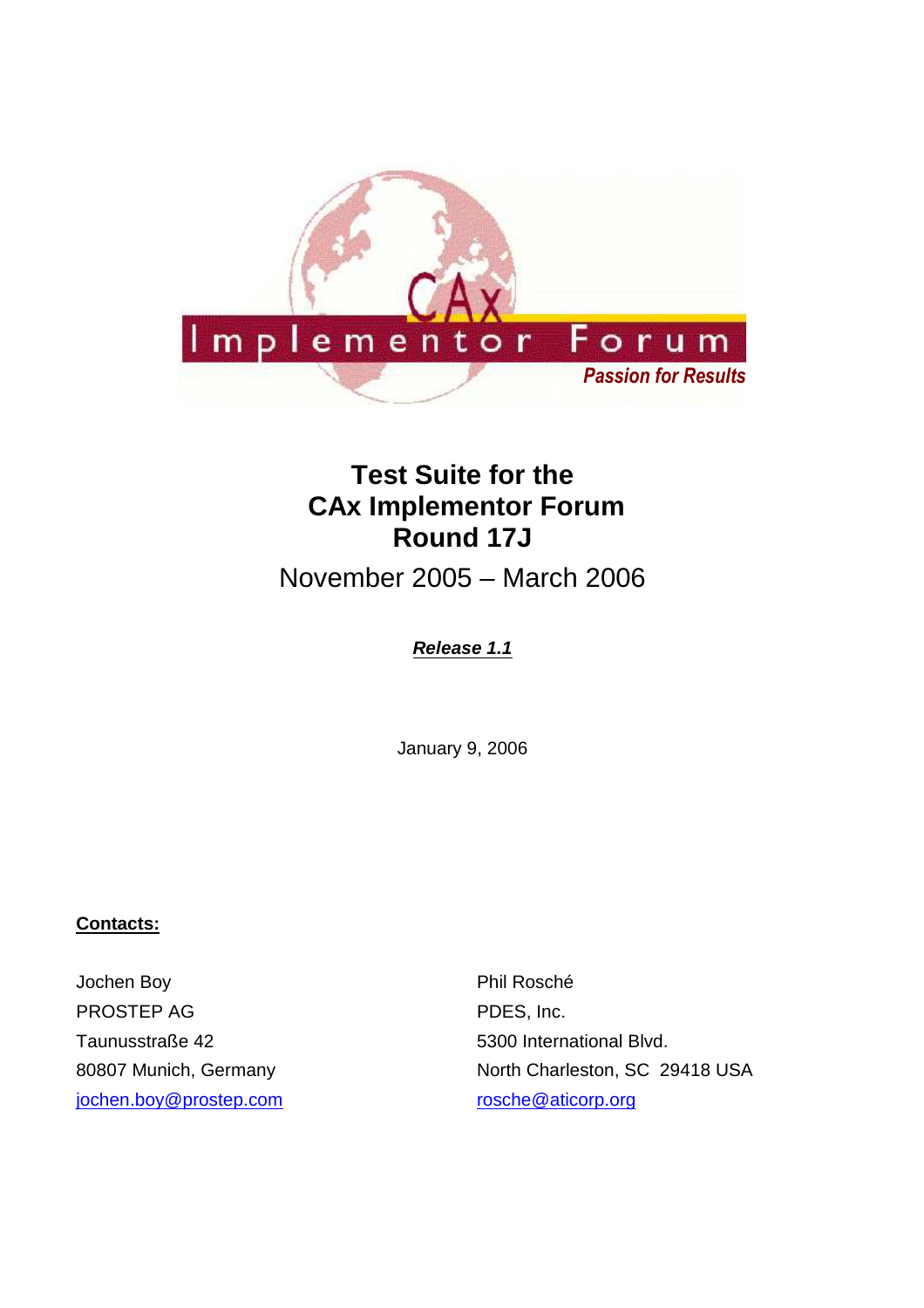# Test Suite for the CAx Implementor Forum Round 17J

November 2005 – March 2006

***Release 1.1***

January 9, 2006

**Contacts:**

Jochen Boy
PROSTEP AG
Taunusstraße 42
80807 Munich, Germany
jochen.boy@prostep.com

Phil Rosché
PDES, Inc.
5300 International Blvd.
North Charleston, SC 29418 USA
rosche@aticorp.org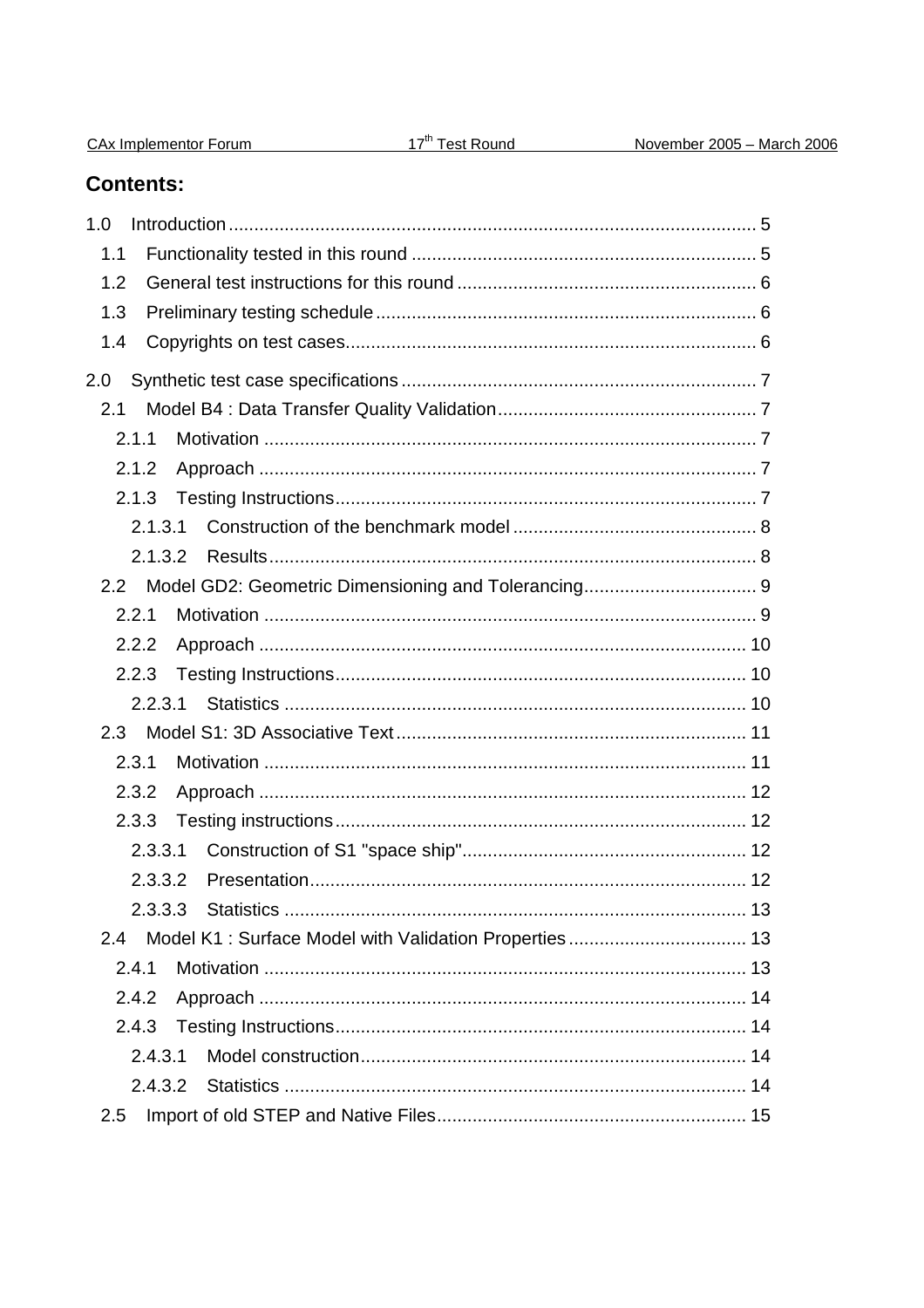## Contents:

1.0 Introduction ........................................................................................................ 5

  1.1 Functionality tested in this round .................................................................... 5

  1.2 General test instructions for this round ........................................................... 6

  1.3 Preliminary testing schedule ........................................................................... 6

  1.4 Copyrights on test cases................................................................................. 6

2.0 Synthetic test case specifications ...................................................................... 7

  2.1 Model B4 : Data Transfer Quality Validation.................................................... 7

    2.1.1 Motivation ................................................................................................. 7

    2.1.2 Approach .................................................................................................. 7

    2.1.3 Testing Instructions................................................................................... 7

      2.1.3.1 Construction of the benchmark model ................................................ 8

      2.1.3.2 Results................................................................................................ 8

  2.2 Model GD2: Geometric Dimensioning and Tolerancing.................................. 9

    2.2.1 Motivation ................................................................................................. 9

    2.2.2 Approach ................................................................................................ 10

    2.2.3 Testing Instructions................................................................................. 10

      2.2.3.1 Statistics ........................................................................................... 10

  2.3 Model S1: 3D Associative Text ..................................................................... 11

    2.3.1 Motivation ............................................................................................... 11

    2.3.2 Approach ................................................................................................ 12

    2.3.3 Testing instructions ................................................................................. 12

      2.3.3.1 Construction of S1 "space ship"........................................................ 12

      2.3.3.2 Presentation...................................................................................... 12

      2.3.3.3 Statistics ........................................................................................... 13

  2.4 Model K1 : Surface Model with Validation Properties ................................... 13

    2.4.1 Motivation ............................................................................................... 13

    2.4.2 Approach ................................................................................................ 14

    2.4.3 Testing Instructions................................................................................. 14

      2.4.3.1 Model construction............................................................................ 14

      2.4.3.2 Statistics ........................................................................................... 14

  2.5 Import of old STEP and Native Files............................................................. 15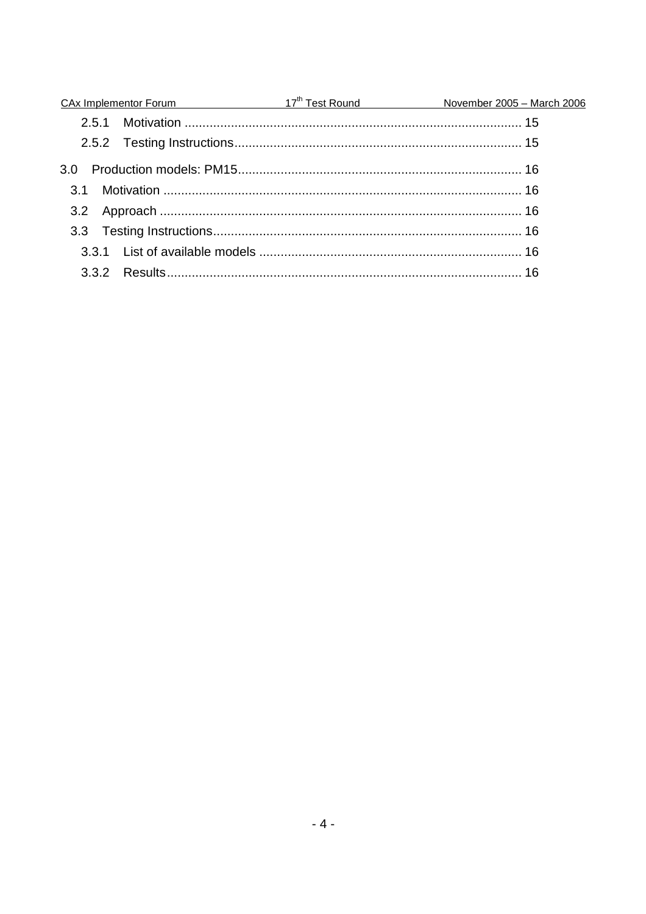2.5.1 Motivation ............................................................................................ 15

2.5.2 Testing Instructions................................................................................ 15

3.0 Production models: PM15............................................................................... 16

3.1 Motivation .................................................................................................... 16

3.2 Approach ..................................................................................................... 16

3.3 Testing Instructions...................................................................................... 16

3.3.1 List of available models ......................................................................... 16

3.3.2 Results................................................................................................... 16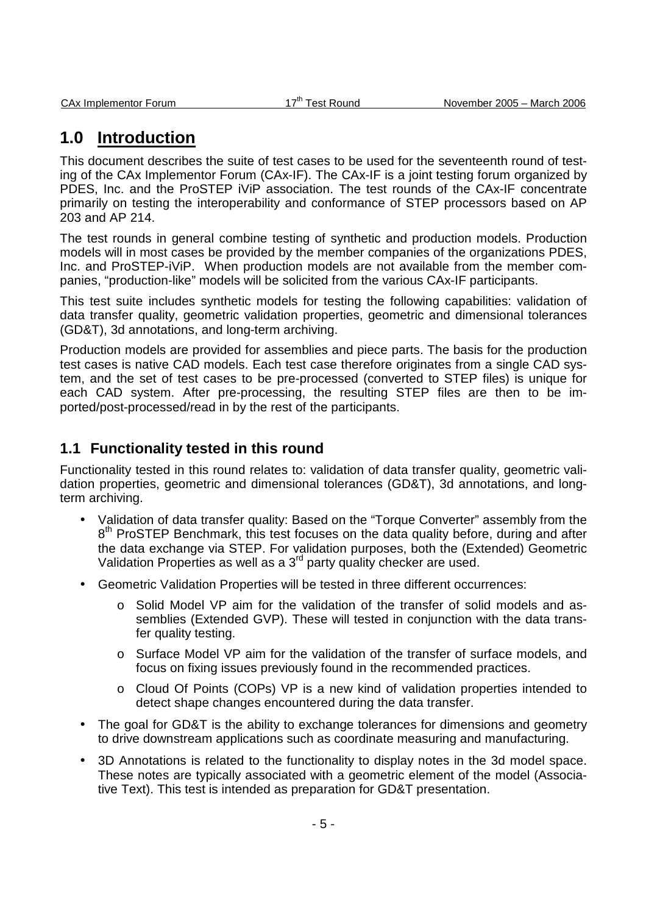# 1.0 Introduction

This document describes the suite of test cases to be used for the seventeenth round of testing of the CAx Implementor Forum (CAx-IF). The CAx-IF is a joint testing forum organized by PDES, Inc. and the ProSTEP iViP association. The test rounds of the CAx-IF concentrate primarily on testing the interoperability and conformance of STEP processors based on AP 203 and AP 214.

The test rounds in general combine testing of synthetic and production models. Production models will in most cases be provided by the member companies of the organizations PDES, Inc. and ProSTEP-iViP. When production models are not available from the member companies, "production-like" models will be solicited from the various CAx-IF participants.

This test suite includes synthetic models for testing the following capabilities: validation of data transfer quality, geometric validation properties, geometric and dimensional tolerances (GD&T), 3d annotations, and long-term archiving.

Production models are provided for assemblies and piece parts. The basis for the production test cases is native CAD models. Each test case therefore originates from a single CAD system, and the set of test cases to be pre-processed (converted to STEP files) is unique for each CAD system. After pre-processing, the resulting STEP files are then to be imported/post-processed/read in by the rest of the participants.

## 1.1 Functionality tested in this round

Functionality tested in this round relates to: validation of data transfer quality, geometric validation properties, geometric and dimensional tolerances (GD&T), 3d annotations, and long-term archiving.

- Validation of data transfer quality: Based on the "Torque Converter" assembly from the 8th ProSTEP Benchmark, this test focuses on the data quality before, during and after the data exchange via STEP. For validation purposes, both the (Extended) Geometric Validation Properties as well as a 3rd party quality checker are used.
- Geometric Validation Properties will be tested in three different occurrences:
  - Solid Model VP aim for the validation of the transfer of solid models and assemblies (Extended GVP). These will tested in conjunction with the data transfer quality testing.
  - Surface Model VP aim for the validation of the transfer of surface models, and focus on fixing issues previously found in the recommended practices.
  - Cloud Of Points (COPs) VP is a new kind of validation properties intended to detect shape changes encountered during the data transfer.
- The goal for GD&T is the ability to exchange tolerances for dimensions and geometry to drive downstream applications such as coordinate measuring and manufacturing.
- 3D Annotations is related to the functionality to display notes in the 3d model space. These notes are typically associated with a geometric element of the model (Associative Text). This test is intended as preparation for GD&T presentation.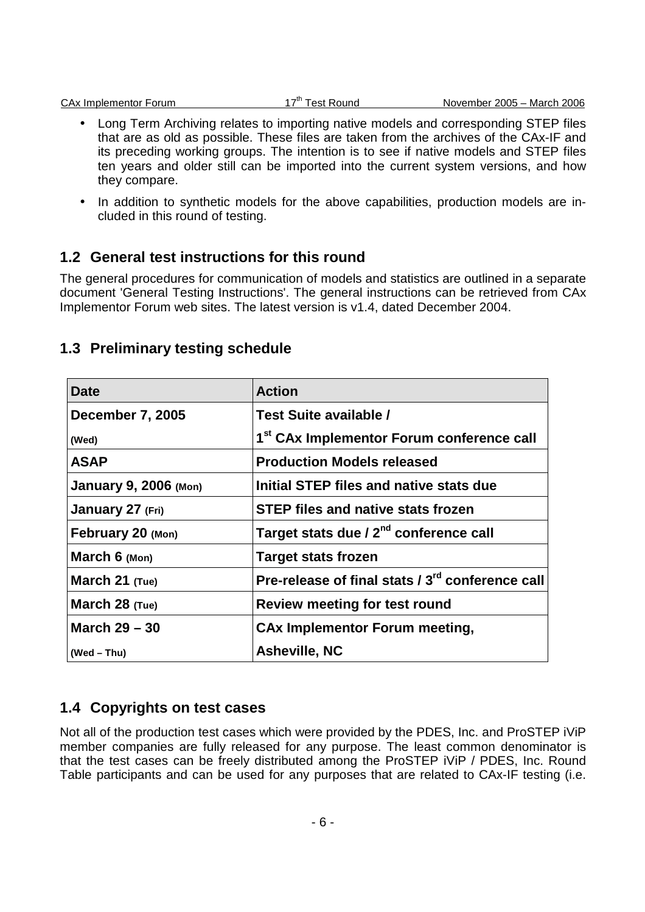- Long Term Archiving relates to importing native models and corresponding STEP files that are as old as possible. These files are taken from the archives of the CAx-IF and its preceding working groups. The intention is to see if native models and STEP files ten years and older still can be imported into the current system versions, and how they compare.
- In addition to synthetic models for the above capabilities, production models are included in this round of testing.

## 1.2 General test instructions for this round

The general procedures for communication of models and statistics are outlined in a separate document 'General Testing Instructions'. The general instructions can be retrieved from CAx Implementor Forum web sites. The latest version is v1.4, dated December 2004.

## 1.3 Preliminary testing schedule

| Date | Action |
|---|---|
| **December 7, 2005 (Wed)** | **Test Suite available / 1st CAx Implementor Forum conference call** |
| **ASAP** | **Production Models released** |
| **January 9, 2006 (Mon)** | **Initial STEP files and native stats due** |
| **January 27 (Fri)** | **STEP files and native stats frozen** |
| **February 20 (Mon)** | **Target stats due / 2nd conference call** |
| **March 6 (Mon)** | **Target stats frozen** |
| **March 21 (Tue)** | **Pre-release of final stats / 3rd conference call** |
| **March 28 (Tue)** | **Review meeting for test round** |
| **March 29 – 30 (Wed – Thu)** | **CAx Implementor Forum meeting, Asheville, NC** |

## 1.4 Copyrights on test cases

Not all of the production test cases which were provided by the PDES, Inc. and ProSTEP iViP member companies are fully released for any purpose. The least common denominator is that the test cases can be freely distributed among the ProSTEP iViP / PDES, Inc. Round Table participants and can be used for any purposes that are related to CAx-IF testing (i.e.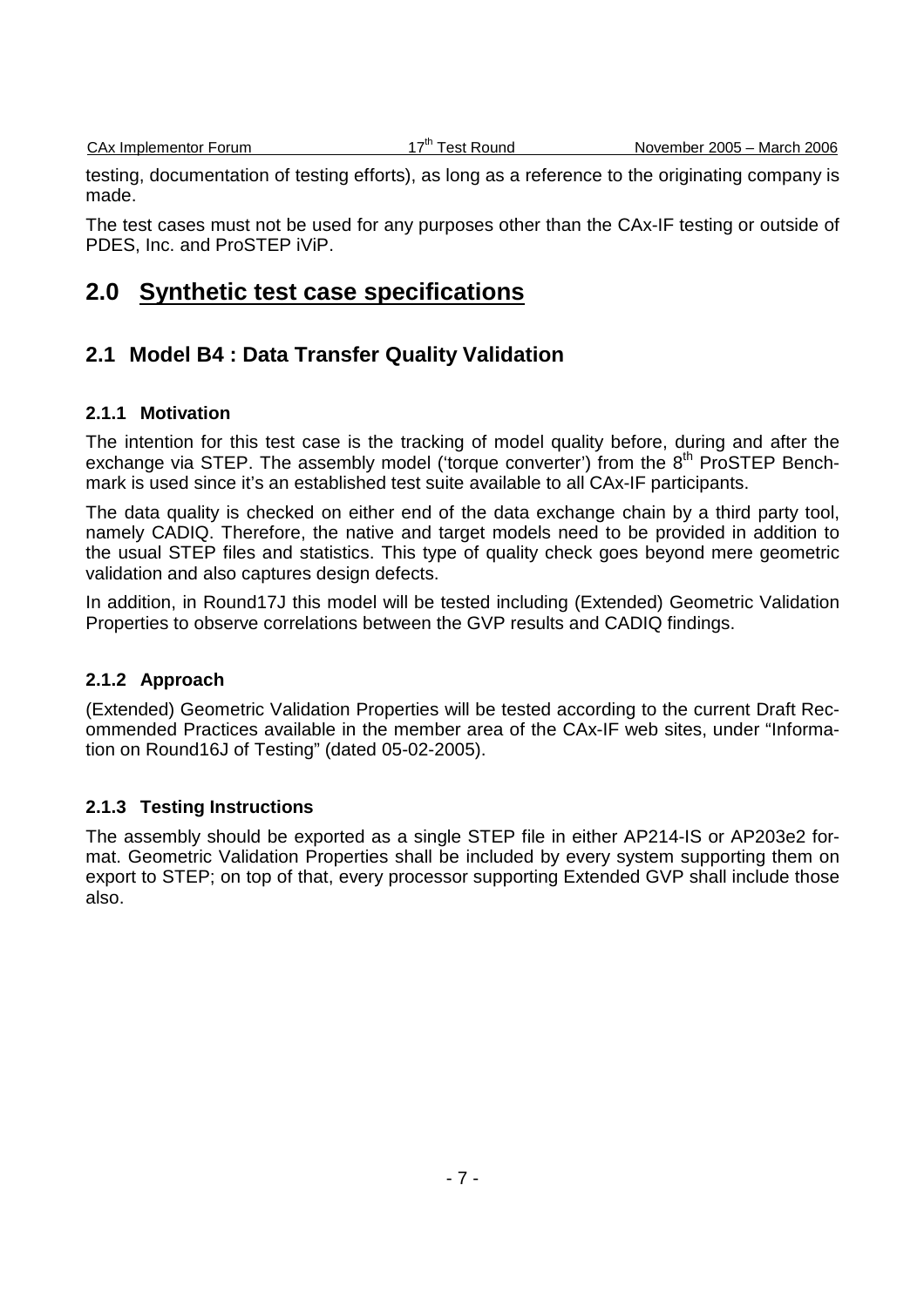testing, documentation of testing efforts), as long as a reference to the originating company is made.

The test cases must not be used for any purposes other than the CAx-IF testing or outside of PDES, Inc. and ProSTEP iViP.

# 2.0 Synthetic test case specifications

## 2.1 Model B4 : Data Transfer Quality Validation

### 2.1.1 Motivation

The intention for this test case is the tracking of model quality before, during and after the exchange via STEP. The assembly model ('torque converter') from the 8th ProSTEP Benchmark is used since it's an established test suite available to all CAx-IF participants.

The data quality is checked on either end of the data exchange chain by a third party tool, namely CADIQ. Therefore, the native and target models need to be provided in addition to the usual STEP files and statistics. This type of quality check goes beyond mere geometric validation and also captures design defects.

In addition, in Round17J this model will be tested including (Extended) Geometric Validation Properties to observe correlations between the GVP results and CADIQ findings.

### 2.1.2 Approach

(Extended) Geometric Validation Properties will be tested according to the current Draft Recommended Practices available in the member area of the CAx-IF web sites, under "Information on Round16J of Testing" (dated 05-02-2005).

### 2.1.3 Testing Instructions

The assembly should be exported as a single STEP file in either AP214-IS or AP203e2 format. Geometric Validation Properties shall be included by every system supporting them on export to STEP; on top of that, every processor supporting Extended GVP shall include those also.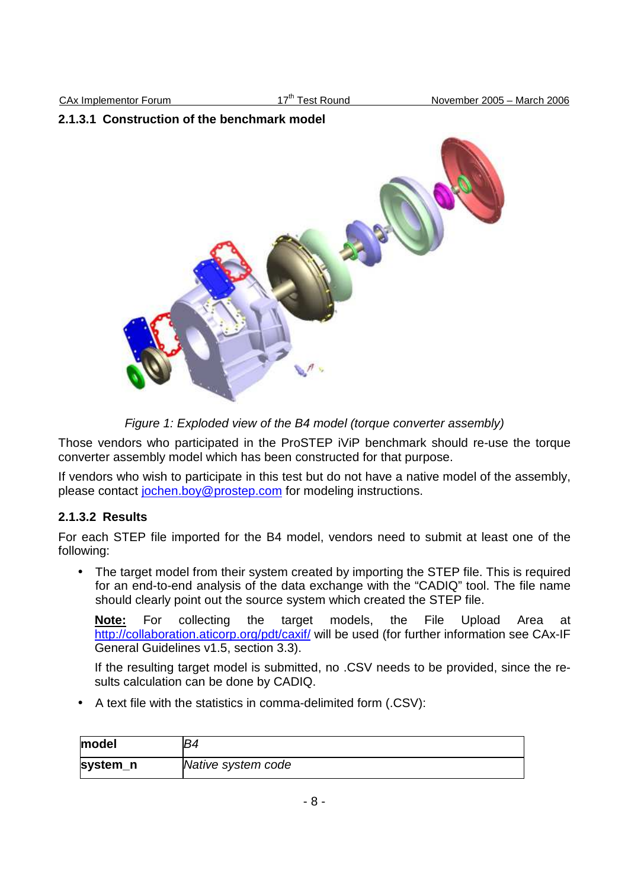#### 2.1.3.1 Construction of the benchmark model

*Figure 1: Exploded view of the B4 model (torque converter assembly)*

Those vendors who participated in the ProSTEP iViP benchmark should re-use the torque converter assembly model which has been constructed for that purpose.

If vendors who wish to participate in this test but do not have a native model of the assembly, please contact jochen.boy@prostep.com for modeling instructions.

#### 2.1.3.2 Results

For each STEP file imported for the B4 model, vendors need to submit at least one of the following:

- The target model from their system created by importing the STEP file. This is required for an end-to-end analysis of the data exchange with the "CADIQ" tool. The file name should clearly point out the source system which created the STEP file.

  **Note:** For collecting the target models, the File Upload Area at http://collaboration.aticorp.org/pdt/caxif/ will be used (for further information see CAx-IF General Guidelines v1.5, section 3.3).

  If the resulting target model is submitted, no .CSV needs to be provided, since the results calculation can be done by CADIQ.

- A text file with the statistics in comma-delimited form (.CSV):

| **model** | *B4* |
|---|---|
| **system_n** | *Native system code* |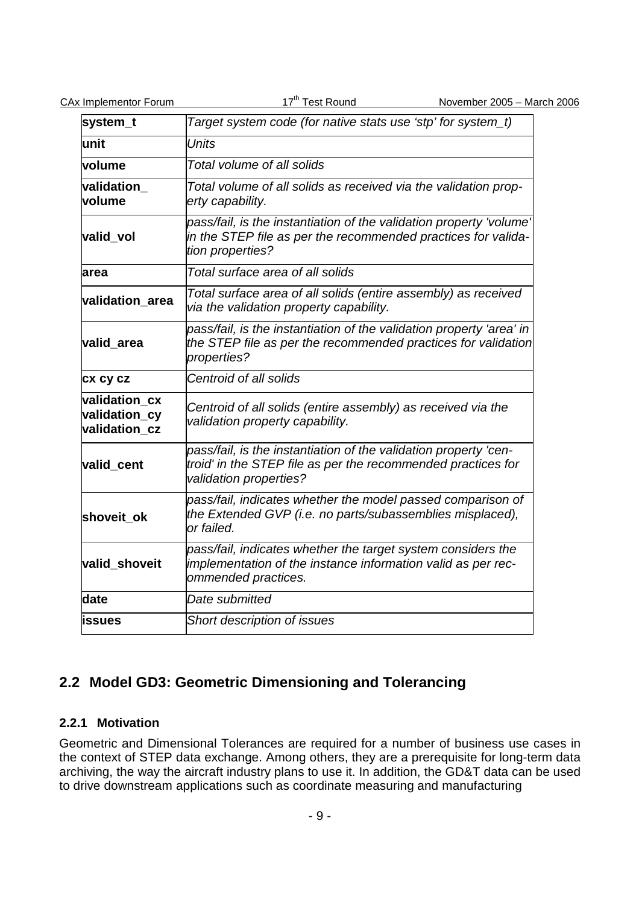| | |
|---|---|
| **system_t** | *Target system code (for native stats use 'stp' for system_t)* |
| **unit** | *Units* |
| **volume** | *Total volume of all solids* |
| **validation_ volume** | *Total volume of all solids as received via the validation property capability.* |
| **valid_vol** | *pass/fail, is the instantiation of the validation property 'volume' in the STEP file as per the recommended practices for validation properties?* |
| **area** | *Total surface area of all solids* |
| **validation_area** | *Total surface area of all solids (entire assembly) as received via the validation property capability.* |
| **valid_area** | *pass/fail, is the instantiation of the validation property 'area' in the STEP file as per the recommended practices for validation properties?* |
| **cx cy cz** | *Centroid of all solids* |
| **validation_cx validation_cy validation_cz** | *Centroid of all solids (entire assembly) as received via the validation property capability.* |
| **valid_cent** | *pass/fail, is the instantiation of the validation property 'centroid' in the STEP file as per the recommended practices for validation properties?* |
| **shoveit_ok** | *pass/fail, indicates whether the model passed comparison of the Extended GVP (i.e. no parts/subassemblies misplaced), or failed.* |
| **valid_shoveit** | *pass/fail, indicates whether the target system considers the implementation of the instance information valid as per recommended practices.* |
| **date** | *Date submitted* |
| **issues** | *Short description of issues* |

## 2.2 Model GD3: Geometric Dimensioning and Tolerancing

### 2.2.1 Motivation

Geometric and Dimensional Tolerances are required for a number of business use cases in the context of STEP data exchange. Among others, they are a prerequisite for long-term data archiving, the way the aircraft industry plans to use it. In addition, the GD&T data can be used to drive downstream applications such as coordinate measuring and manufacturing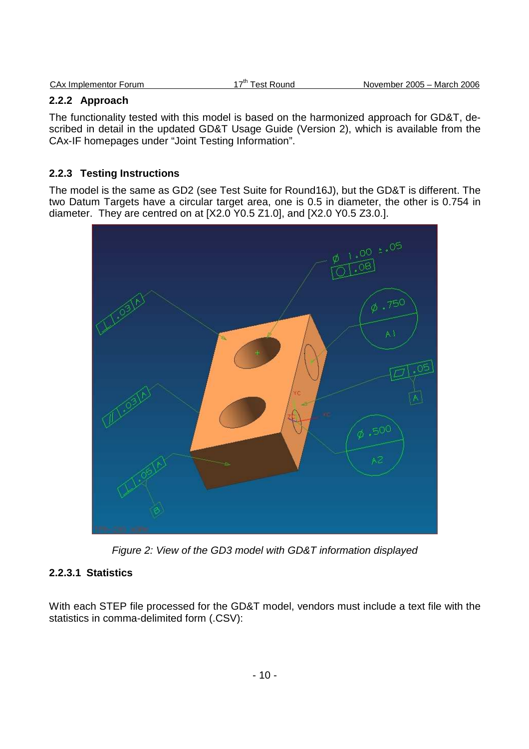### 2.2.2 Approach

The functionality tested with this model is based on the harmonized approach for GD&T, described in detail in the updated GD&T Usage Guide (Version 2), which is available from the CAx-IF homepages under "Joint Testing Information".

### 2.2.3 Testing Instructions

The model is the same as GD2 (see Test Suite for Round16J), but the GD&T is different. The two Datum Targets have a circular target area, one is 0.5 in diameter, the other is 0.754 in diameter. They are centred on at [X2.0 Y0.5 Z1.0], and [X2.0 Y0.5 Z3.0.].

*Figure 2: View of the GD3 model with GD&T information displayed*

#### 2.2.3.1 Statistics

With each STEP file processed for the GD&T model, vendors must include a text file with the statistics in comma-delimited form (.CSV):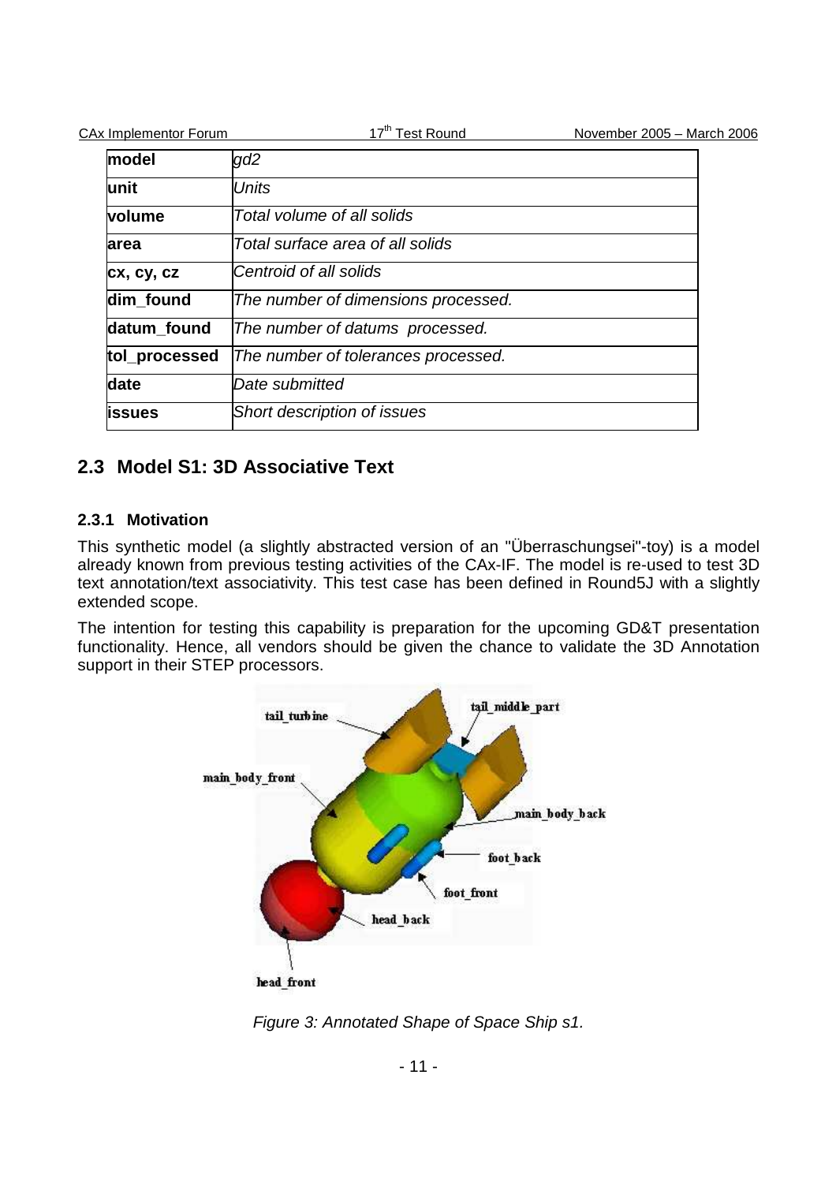| model | gd2 |
|---|---|
| unit | Units |
| volume | Total volume of all solids |
| area | Total surface area of all solids |
| cx, cy, cz | Centroid of all solids |
| dim_found | The number of dimensions processed. |
| datum_found | The number of datums processed. |
| tol_processed | The number of tolerances processed. |
| date | Date submitted |
| issues | Short description of issues |

## 2.3 Model S1: 3D Associative Text

### 2.3.1 Motivation

This synthetic model (a slightly abstracted version of an "Überraschungsei"-toy) is a model already known from previous testing activities of the CAx-IF. The model is re-used to test 3D text annotation/text associativity. This test case has been defined in Round5J with a slightly extended scope.

The intention for testing this capability is preparation for the upcoming GD&T presentation functionality. Hence, all vendors should be given the chance to validate the 3D Annotation support in their STEP processors.

*Figure 3: Annotated Shape of Space Ship s1.*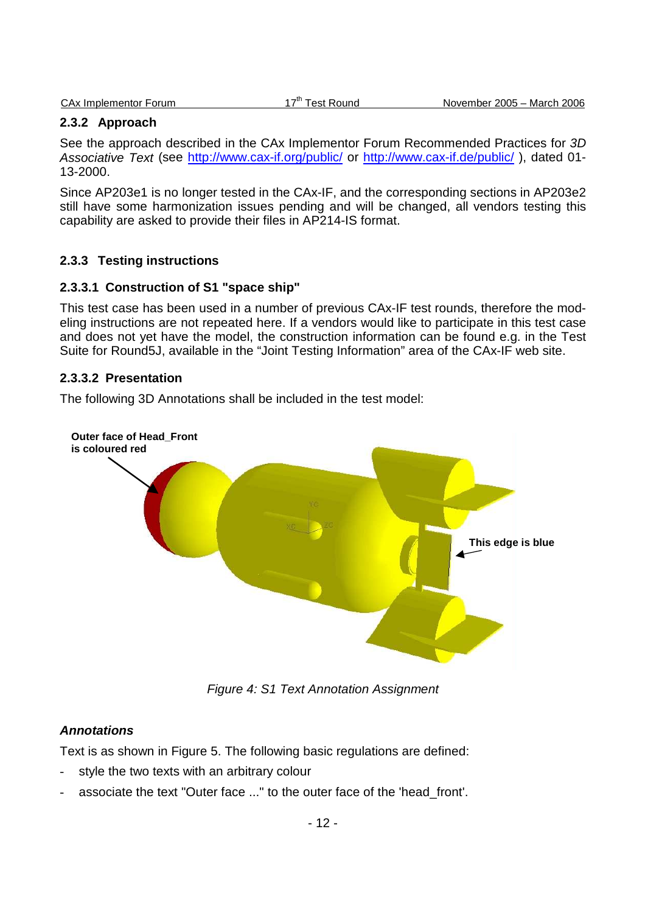### 2.3.2 Approach

See the approach described in the CAx Implementor Forum Recommended Practices for *3D Associative Text* (see http://www.cax-if.org/public/ or http://www.cax-if.de/public/ ), dated 01-13-2000.

Since AP203e1 is no longer tested in the CAx-IF, and the corresponding sections in AP203e2 still have some harmonization issues pending and will be changed, all vendors testing this capability are asked to provide their files in AP214-IS format.

### 2.3.3 Testing instructions

#### 2.3.3.1 Construction of S1 "space ship"

This test case has been used in a number of previous CAx-IF test rounds, therefore the modeling instructions are not repeated here. If a vendors would like to participate in this test case and does not yet have the model, the construction information can be found e.g. in the Test Suite for Round5J, available in the “Joint Testing Information” area of the CAx-IF web site.

#### 2.3.3.2 Presentation

The following 3D Annotations shall be included in the test model:

**Outer face of Head_Front is coloured red**

**This edge is blue**

*Figure 4: S1 Text Annotation Assignment*

***Annotations***

Text is as shown in Figure 5. The following basic regulations are defined:

- style the two texts with an arbitrary colour
- associate the text "Outer face ..." to the outer face of the 'head_front'.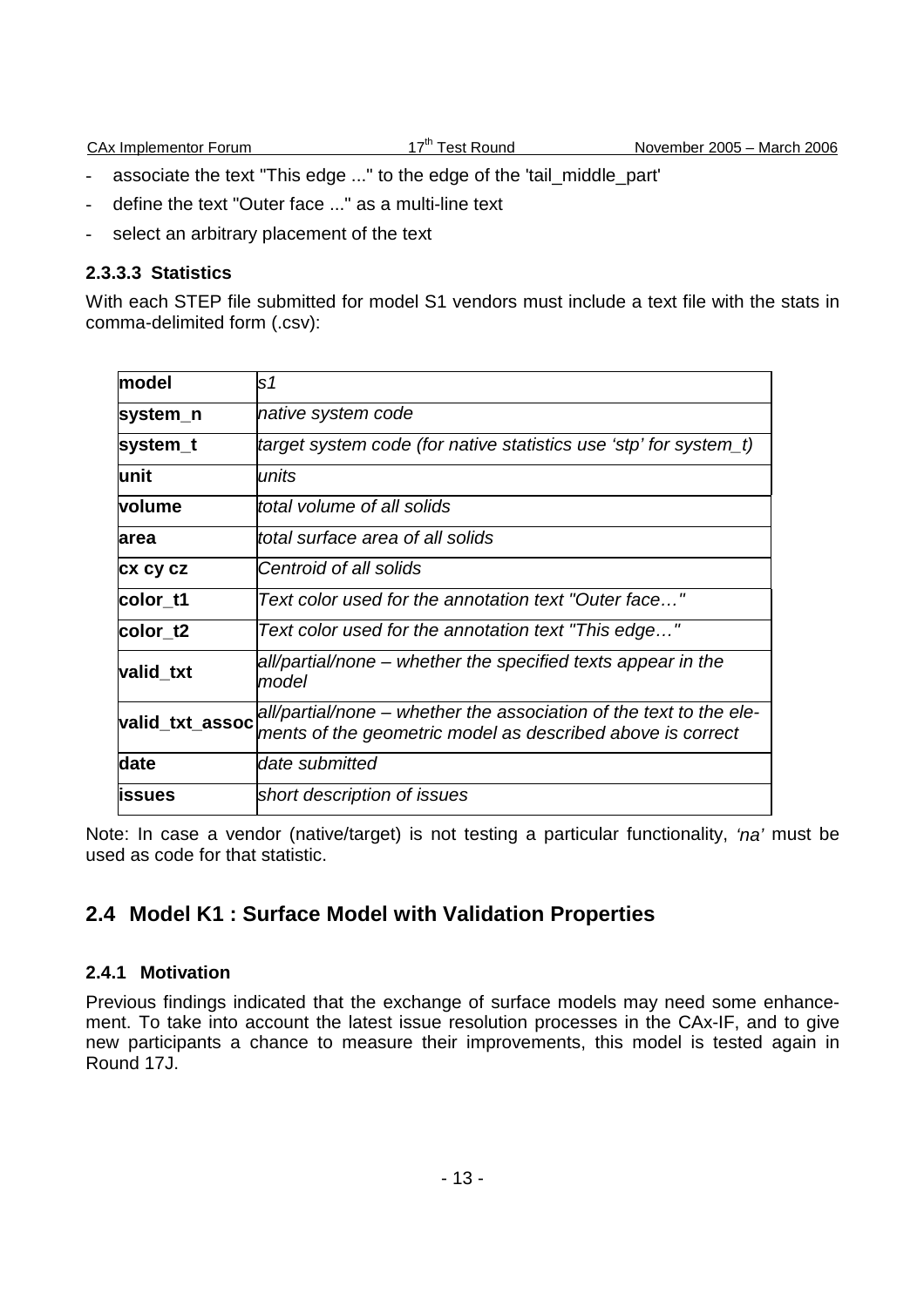- associate the text "This edge ..." to the edge of the 'tail_middle_part'
- define the text "Outer face ..." as a multi-line text
- select an arbitrary placement of the text

#### 2.3.3.3 Statistics

With each STEP file submitted for model S1 vendors must include a text file with the stats in comma-delimited form (.csv):

| | |
|---|---|
| **model** | *s1* |
| **system_n** | *native system code* |
| **system_t** | *target system code (for native statistics use 'stp' for system_t)* |
| **unit** | *units* |
| **volume** | *total volume of all solids* |
| **area** | *total surface area of all solids* |
| **cx cy cz** | *Centroid of all solids* |
| **color_t1** | *Text color used for the annotation text "Outer face…"* |
| **color_t2** | *Text color used for the annotation text "This edge…"* |
| **valid_txt** | *all/partial/none – whether the specified texts appear in the model* |
| **valid_txt_assoc** | *all/partial/none – whether the association of the text to the elements of the geometric model as described above is correct* |
| **date** | *date submitted* |
| **issues** | *short description of issues* |

Note: In case a vendor (native/target) is not testing a particular functionality, *'na'* must be used as code for that statistic.

## 2.4 Model K1 : Surface Model with Validation Properties

### 2.4.1 Motivation

Previous findings indicated that the exchange of surface models may need some enhancement. To take into account the latest issue resolution processes in the CAx-IF, and to give new participants a chance to measure their improvements, this model is tested again in Round 17J.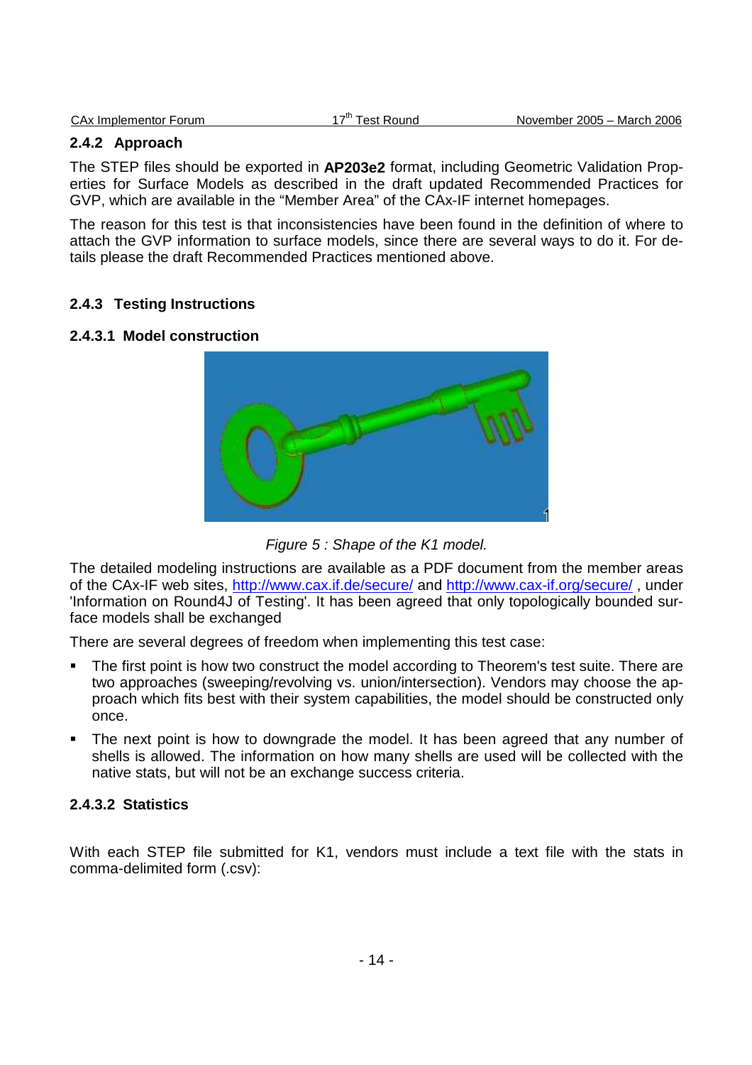### 2.4.2 Approach

The STEP files should be exported in **AP203e2** format, including Geometric Validation Properties for Surface Models as described in the draft updated Recommended Practices for GVP, which are available in the "Member Area" of the CAx-IF internet homepages.

The reason for this test is that inconsistencies have been found in the definition of where to attach the GVP information to surface models, since there are several ways to do it. For details please the draft Recommended Practices mentioned above.

### 2.4.3 Testing Instructions

#### 2.4.3.1 Model construction

*Figure 5 : Shape of the K1 model.*

The detailed modeling instructions are available as a PDF document from the member areas of the CAx-IF web sites, [http://www.cax.if.de/secure/](http://www.cax.if.de/secure/) and [http://www.cax-if.org/secure/](http://www.cax-if.org/secure/) , under 'Information on Round4J of Testing'. It has been agreed that only topologically bounded surface models shall be exchanged

There are several degrees of freedom when implementing this test case:

- The first point is how two construct the model according to Theorem's test suite. There are two approaches (sweeping/revolving vs. union/intersection). Vendors may choose the approach which fits best with their system capabilities, the model should be constructed only once.
- The next point is how to downgrade the model. It has been agreed that any number of shells is allowed. The information on how many shells are used will be collected with the native stats, but will not be an exchange success criteria.

#### 2.4.3.2 Statistics

With each STEP file submitted for K1, vendors must include a text file with the stats in comma-delimited form (.csv):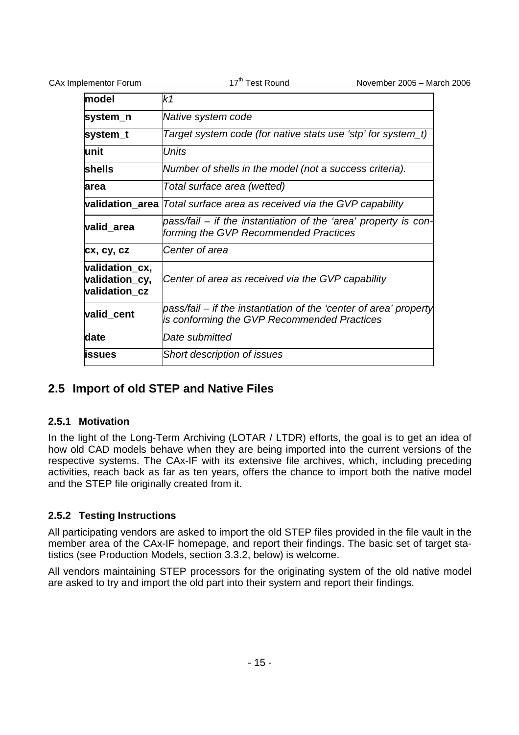| model | *k1* |
|---|---|
| **system_n** | *Native system code* |
| **system_t** | *Target system code (for native stats use 'stp' for system_t)* |
| **unit** | *Units* |
| **shells** | *Number of shells in the model (not a success criteria).* |
| **area** | *Total surface area (wetted)* |
| **validation_area** | *Total surface area as received via the GVP capability* |
| **valid_area** | *pass/fail – if the instantiation of the 'area' property is conforming the GVP Recommended Practices* |
| **cx, cy, cz** | *Center of area* |
| **validation_cx, validation_cy, validation_cz** | *Center of area as received via the GVP capability* |
| **valid_cent** | *pass/fail – if the instantiation of the 'center of area' property is conforming the GVP Recommended Practices* |
| **date** | *Date submitted* |
| **issues** | *Short description of issues* |

## 2.5 Import of old STEP and Native Files

### 2.5.1 Motivation

In the light of the Long-Term Archiving (LOTAR / LTDR) efforts, the goal is to get an idea of how old CAD models behave when they are being imported into the current versions of the respective systems. The CAx-IF with its extensive file archives, which, including preceding activities, reach back as far as ten years, offers the chance to import both the native model and the STEP file originally created from it.

### 2.5.2 Testing Instructions

All participating vendors are asked to import the old STEP files provided in the file vault in the member area of the CAx-IF homepage, and report their findings. The basic set of target statistics (see Production Models, section 3.3.2, below) is welcome.

All vendors maintaining STEP processors for the originating system of the old native model are asked to try and import the old part into their system and report their findings.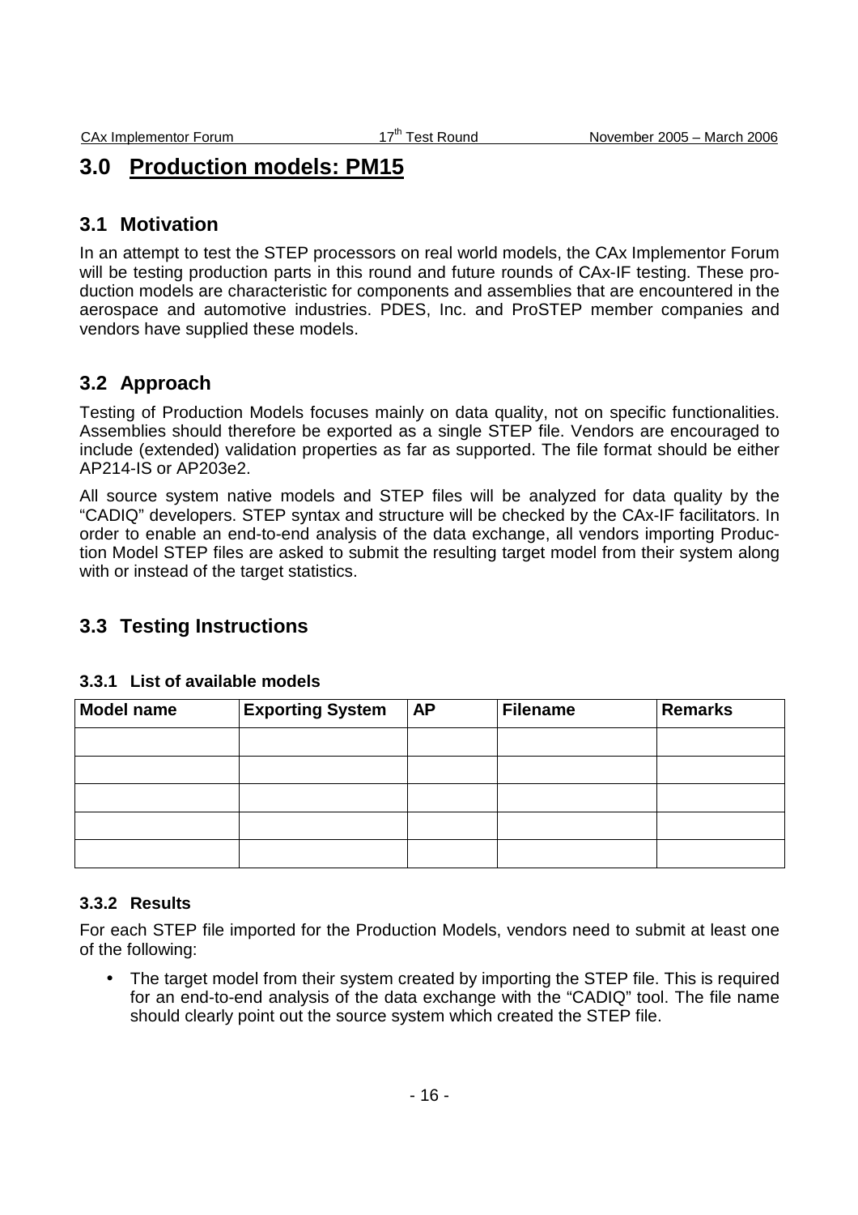# 3.0 Production models: PM15

## 3.1 Motivation

In an attempt to test the STEP processors on real world models, the CAx Implementor Forum will be testing production parts in this round and future rounds of CAx-IF testing. These production models are characteristic for components and assemblies that are encountered in the aerospace and automotive industries. PDES, Inc. and ProSTEP member companies and vendors have supplied these models.

## 3.2 Approach

Testing of Production Models focuses mainly on data quality, not on specific functionalities. Assemblies should therefore be exported as a single STEP file. Vendors are encouraged to include (extended) validation properties as far as supported. The file format should be either AP214-IS or AP203e2.

All source system native models and STEP files will be analyzed for data quality by the "CADIQ" developers. STEP syntax and structure will be checked by the CAx-IF facilitators. In order to enable an end-to-end analysis of the data exchange, all vendors importing Production Model STEP files are asked to submit the resulting target model from their system along with or instead of the target statistics.

## 3.3 Testing Instructions

### 3.3.1 List of available models

| Model name | Exporting System | AP | Filename | Remarks |
|---|---|---|---|---|
| | | | | |
| | | | | |
| | | | | |
| | | | | |
| | | | | |

### 3.3.2 Results

For each STEP file imported for the Production Models, vendors need to submit at least one of the following:

- The target model from their system created by importing the STEP file. This is required for an end-to-end analysis of the data exchange with the "CADIQ" tool. The file name should clearly point out the source system which created the STEP file.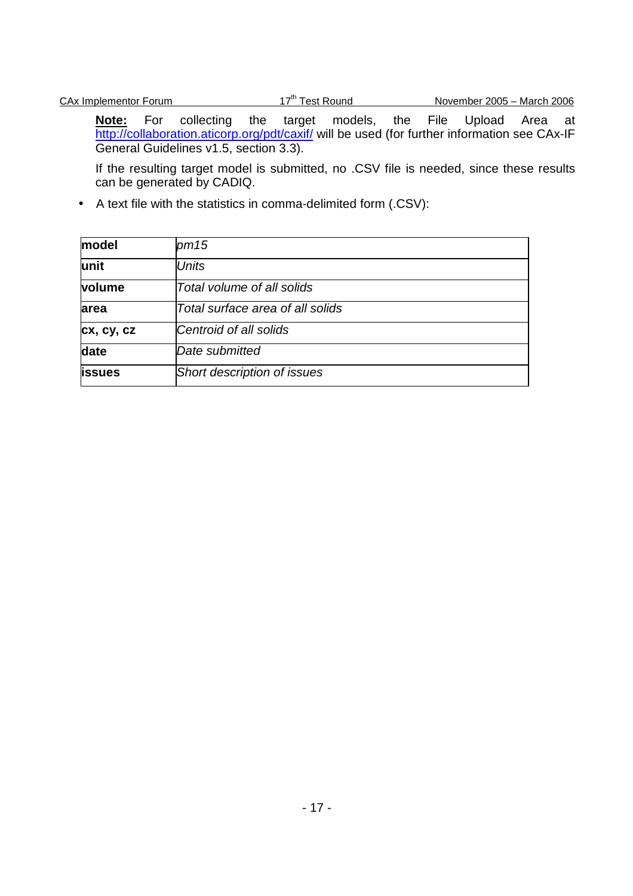**Note:** For collecting the target models, the File Upload Area at http://collaboration.aticorp.org/pdt/caxif/ will be used (for further information see CAx-IF General Guidelines v1.5, section 3.3).

If the resulting target model is submitted, no .CSV file is needed, since these results can be generated by CADIQ.

- A text file with the statistics in comma-delimited form (.CSV):

| | |
|---|---|
| **model** | *pm15* |
| **unit** | *Units* |
| **volume** | *Total volume of all solids* |
| **area** | *Total surface area of all solids* |
| **cx, cy, cz** | *Centroid of all solids* |
| **date** | *Date submitted* |
| **issues** | *Short description of issues* |